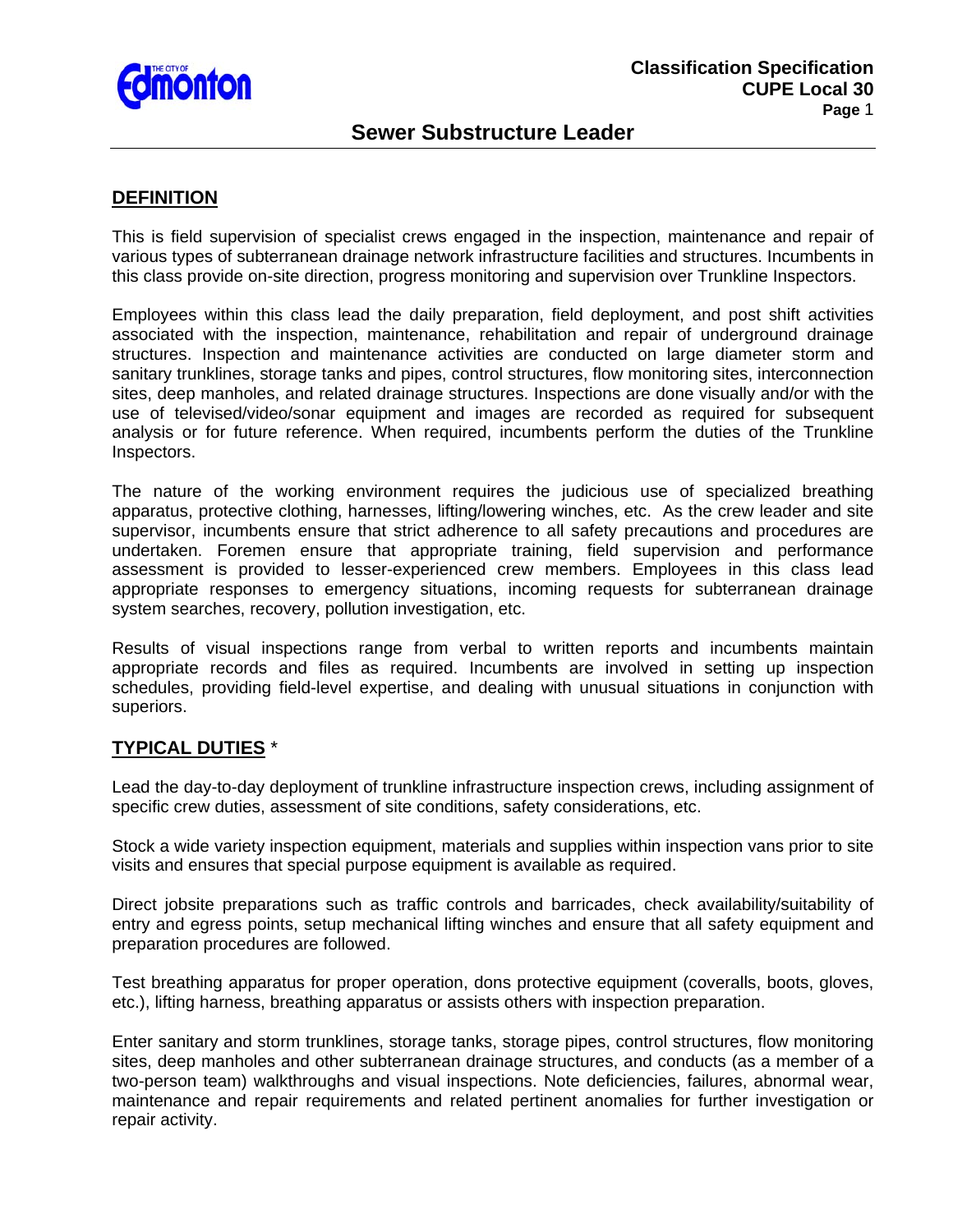# Sewer Substructure Leader

## DEFINITION

This is field supervision of specialist crews engaged in the inspection, maintenance and repair of various types of subterranean drainage network infrastructure facilities and structures. Incumbents in this class provide on-site direction, progress monitoring and supervision over Trunkline Inspectors.

Employees within this class lead the daily preparation, field deployment, and post shift activities associated with the inspection, maintenance, rehabilitation and repair of underground drainage structures. Inspection and maintenance activities are conducted on large diameter storm and sanitary trunklines, storage tanks and pipes, control structures, flow monitoring sites, interconnection sites, deep manholes, and related drainage structures. Inspections are done visually and/or with the use of televised/video/sonar equipment and images are recorded as required for subsequent analysis or for future reference. When required, incumbents perform the duties of the Trunkline Inspectors.

The nature of the working environment requires the judicious use of specialized breathing apparatus, protective clothing, harnesses, lifting/lowering winches, etc. As the crew leader and site supervisor, incumbents ensure that strict adherence to all safety precautions and procedures are undertaken. Foremen ensure that appropriate training, field supervision and performance assessment is provided to lesser-experienced crew members. Employees in this class lead appropriate responses to emergency situations, incoming requests for subterranean drainage system searches, recovery, pollution investigation, etc.

Results of visual inspections range from verbal to written reports and incumbents maintain appropriate records and files as required. Incumbents are involved in setting up inspection schedules, providing field-level expertise, and dealing with unusual situations in conjunction with superiors.

## TYPICAL DUTIES *

Lead the day-to-day deployment of trunkline infrastructure inspection crews, including assignment of specific crew duties, assessment of site conditions, safety considerations, etc.

Stock a wide variety inspection equipment, materials and supplies within inspection vans prior to site visits and ensures that special purpose equipment is available as required.

Direct jobsite preparations such as traffic controls and barricades, check availability/suitability of entry and egress points, setup mechanical lifting winches and ensure that all safety equipment and preparation procedures are followed.

Test breathing apparatus for proper operation, dons protective equipment (coveralls, boots, gloves, etc.), lifting harness, breathing apparatus or assists others with inspection preparation.

Enter sanitary and storm trunklines, storage tanks, storage pipes, control structures, flow monitoring sites, deep manholes and other subterranean drainage structures, and conducts (as a member of a two-person team) walkthroughs and visual inspections. Note deficiencies, failures, abnormal wear, maintenance and repair requirements and related pertinent anomalies for further investigation or repair activity.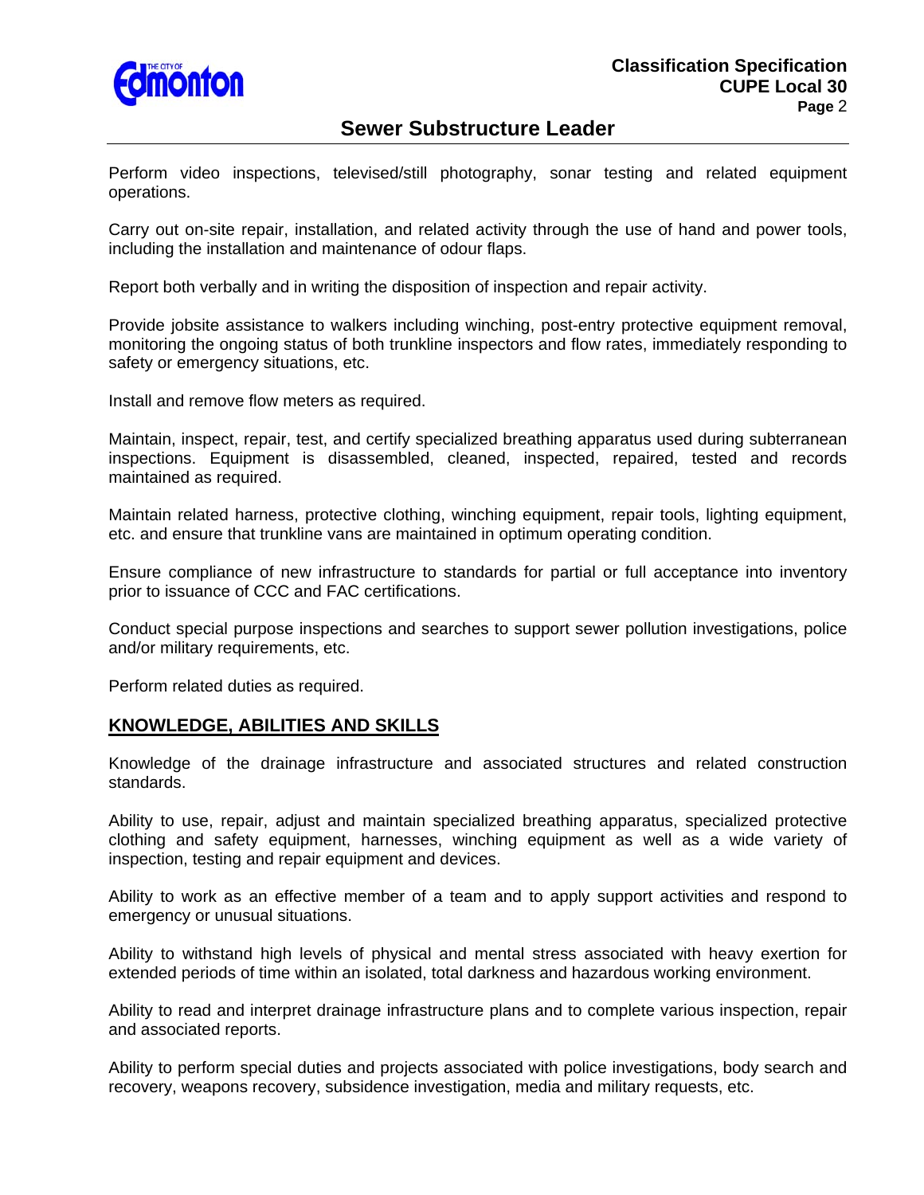Perform video inspections, televised/still photography, sonar testing and related equipment operations.

Carry out on-site repair, installation, and related activity through the use of hand and power tools, including the installation and maintenance of odour flaps.

Report both verbally and in writing the disposition of inspection and repair activity.

Provide jobsite assistance to walkers including winching, post-entry protective equipment removal, monitoring the ongoing status of both trunkline inspectors and flow rates, immediately responding to safety or emergency situations, etc.

Install and remove flow meters as required.

Maintain, inspect, repair, test, and certify specialized breathing apparatus used during subterranean inspections. Equipment is disassembled, cleaned, inspected, repaired, tested and records maintained as required.

Maintain related harness, protective clothing, winching equipment, repair tools, lighting equipment, etc. and ensure that trunkline vans are maintained in optimum operating condition.

Ensure compliance of new infrastructure to standards for partial or full acceptance into inventory prior to issuance of CCC and FAC certifications.

Conduct special purpose inspections and searches to support sewer pollution investigations, police and/or military requirements, etc.

Perform related duties as required.

## KNOWLEDGE, ABILITIES AND SKILLS

Knowledge of the drainage infrastructure and associated structures and related construction standards.

Ability to use, repair, adjust and maintain specialized breathing apparatus, specialized protective clothing and safety equipment, harnesses, winching equipment as well as a wide variety of inspection, testing and repair equipment and devices.

Ability to work as an effective member of a team and to apply support activities and respond to emergency or unusual situations.

Ability to withstand high levels of physical and mental stress associated with heavy exertion for extended periods of time within an isolated, total darkness and hazardous working environment.

Ability to read and interpret drainage infrastructure plans and to complete various inspection, repair and associated reports.

Ability to perform special duties and projects associated with police investigations, body search and recovery, weapons recovery, subsidence investigation, media and military requests, etc.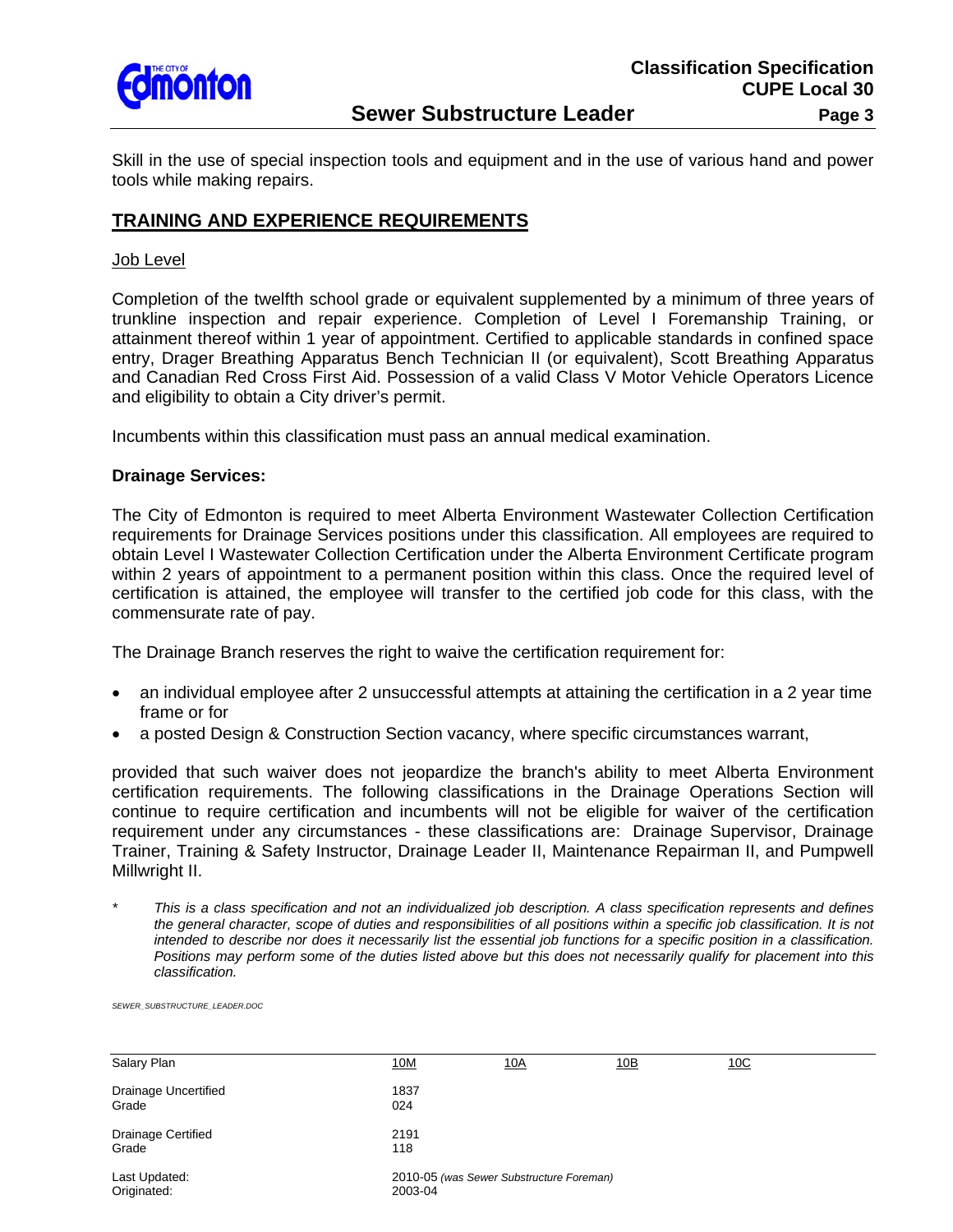Skill in the use of special inspection tools and equipment and in the use of various hand and power tools while making repairs.

## TRAINING AND EXPERIENCE REQUIREMENTS

Job Level

Completion of the twelfth school grade or equivalent supplemented by a minimum of three years of trunkline inspection and repair experience. Completion of Level I Foremanship Training, or attainment thereof within 1 year of appointment. Certified to applicable standards in confined space entry, Drager Breathing Apparatus Bench Technician II (or equivalent), Scott Breathing Apparatus and Canadian Red Cross First Aid. Possession of a valid Class V Motor Vehicle Operators Licence and eligibility to obtain a City driver's permit.

Incumbents within this classification must pass an annual medical examination.

**Drainage Services:**

The City of Edmonton is required to meet Alberta Environment Wastewater Collection Certification requirements for Drainage Services positions under this classification. All employees are required to obtain Level I Wastewater Collection Certification under the Alberta Environment Certificate program within 2 years of appointment to a permanent position within this class. Once the required level of certification is attained, the employee will transfer to the certified job code for this class, with the commensurate rate of pay.

The Drainage Branch reserves the right to waive the certification requirement for:

- an individual employee after 2 unsuccessful attempts at attaining the certification in a 2 year time frame or for
- a posted Design & Construction Section vacancy, where specific circumstances warrant,

provided that such waiver does not jeopardize the branch's ability to meet Alberta Environment certification requirements. The following classifications in the Drainage Operations Section will continue to require certification and incumbents will not be eligible for waiver of the certification requirement under any circumstances - these classifications are: Drainage Supervisor, Drainage Trainer, Training & Safety Instructor, Drainage Leader II, Maintenance Repairman II, and Pumpwell Millwright II.

\* *This is a class specification and not an individualized job description. A class specification represents and defines the general character, scope of duties and responsibilities of all positions within a specific job classification. It is not intended to describe nor does it necessarily list the essential job functions for a specific position in a classification. Positions may perform some of the duties listed above but this does not necessarily qualify for placement into this classification.*

*SEWER_SUBSTRUCTURE_LEADER.DOC*

| Salary Plan | 10M | 10A | 10B | 10C |
|---|---|---|---|---|
| Drainage Uncertified<br>Grade | 1837<br>024 | | | |
| Drainage Certified<br>Grade | 2191<br>118 | | | |
| Last Updated:<br>Originated: | 2010-05 *(was Sewer Substructure Foreman)*<br>2003-04 | | | |